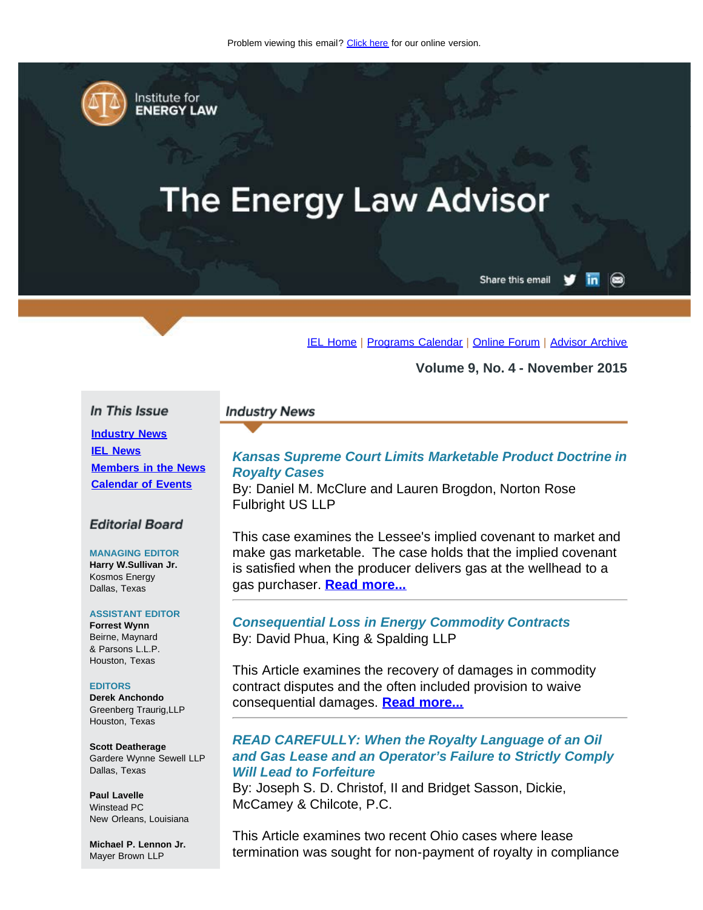Problem viewing this email? Click here for our online version.

Institute for ENERGY LAW

# The Energy Law Advisor

Share this email

IEL Home | Programs Calendar | Online Forum | Advisor Archive

**Volume 9, No. 4 - November 2015**

## In This Issue

- **Industry News**
- **IEL News**
- **Members in the News**
- **Calendar of Events**

## Editorial Board

**MANAGING EDITOR**
**Harry W.Sullivan Jr.**
Kosmos Energy
Dallas, Texas

**ASSISTANT EDITOR**
**Forrest Wynn**
Beirne, Maynard
& Parsons L.L.P.
Houston, Texas

**EDITORS**
**Derek Anchondo**
Greenberg Traurig,LLP
Houston, Texas

**Scott Deatherage**
Gardere Wynne Sewell LLP
Dallas, Texas

**Paul Lavelle**
Winstead PC
New Orleans, Louisiana

**Michael P. Lennon Jr.**
Mayer Brown LLP

## Industry News

### *Kansas Supreme Court Limits Marketable Product Doctrine in Royalty Cases*

By: Daniel M. McClure and Lauren Brogdon, Norton Rose Fulbright US LLP

This case examines the Lessee's implied covenant to market and make gas marketable. The case holds that the implied covenant is satisfied when the producer delivers gas at the wellhead to a gas purchaser. **Read more...**

---

### *Consequential Loss in Energy Commodity Contracts*

By: David Phua, King & Spalding LLP

This Article examines the recovery of damages in commodity contract disputes and the often included provision to waive consequential damages. **Read more...**

---

### *READ CAREFULLY: When the Royalty Language of an Oil and Gas Lease and an Operator's Failure to Strictly Comply Will Lead to Forfeiture*

By: Joseph S. D. Christof, II and Bridget Sasson, Dickie, McCamey & Chilcote, P.C.

This Article examines two recent Ohio cases where lease termination was sought for non-payment of royalty in compliance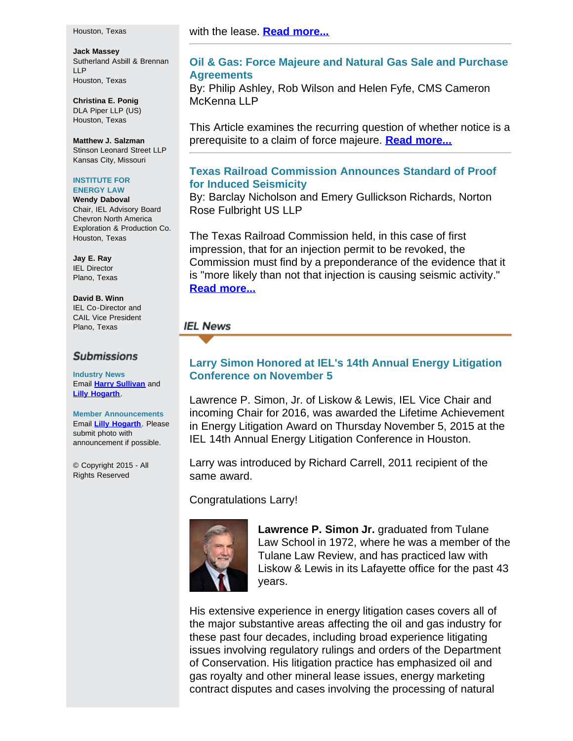Houston, Texas

**Jack Massey**
Sutherland Asbill & Brennan LLP
Houston, Texas

**Christina E. Ponig**
DLA Piper LLP (US)
Houston, Texas

**Matthew J. Salzman**
Stinson Leonard Street LLP
Kansas City, Missouri

**INSTITUTE FOR ENERGY LAW**

**Wendy Daboval**
Chair, IEL Advisory Board
Chevron North America Exploration & Production Co.
Houston, Texas

**Jay E. Ray**
IEL Director
Plano, Texas

**David B. Winn**
IEL Co-Director and CAIL Vice President
Plano, Texas

## Submissions

**Industry News**
Email Harry Sullivan and Lilly Hogarth.

**Member Announcements**
Email Lilly Hogarth. Please submit photo with announcement if possible.

© Copyright 2015 - All Rights Reserved

with the lease. Read more...

---

### Oil & Gas: Force Majeure and Natural Gas Sale and Purchase Agreements

By: Philip Ashley, Rob Wilson and Helen Fyfe, CMS Cameron McKenna LLP

This Article examines the recurring question of whether notice is a prerequisite to a claim of force majeure. Read more...

---

### Texas Railroad Commission Announces Standard of Proof for Induced Seismicity

By: Barclay Nicholson and Emery Gullickson Richards, Norton Rose Fulbright US LLP

The Texas Railroad Commission held, in this case of first impression, that for an injection permit to be revoked, the Commission must find by a preponderance of the evidence that it is "more likely than not that injection is causing seismic activity." Read more...

## IEL News

### Larry Simon Honored at IEL's 14th Annual Energy Litigation Conference on November 5

Lawrence P. Simon, Jr. of Liskow & Lewis, IEL Vice Chair and incoming Chair for 2016, was awarded the Lifetime Achievement in Energy Litigation Award on Thursday November 5, 2015 at the IEL 14th Annual Energy Litigation Conference in Houston.

Larry was introduced by Richard Carrell, 2011 recipient of the same award.

Congratulations Larry!

**Lawrence P. Simon Jr.** graduated from Tulane Law School in 1972, where he was a member of the Tulane Law Review, and has practiced law with Liskow & Lewis in its Lafayette office for the past 43 years.

His extensive experience in energy litigation cases covers all of the major substantive areas affecting the oil and gas industry for these past four decades, including broad experience litigating issues involving regulatory rulings and orders of the Department of Conservation. His litigation practice has emphasized oil and gas royalty and other mineral lease issues, energy marketing contract disputes and cases involving the processing of natural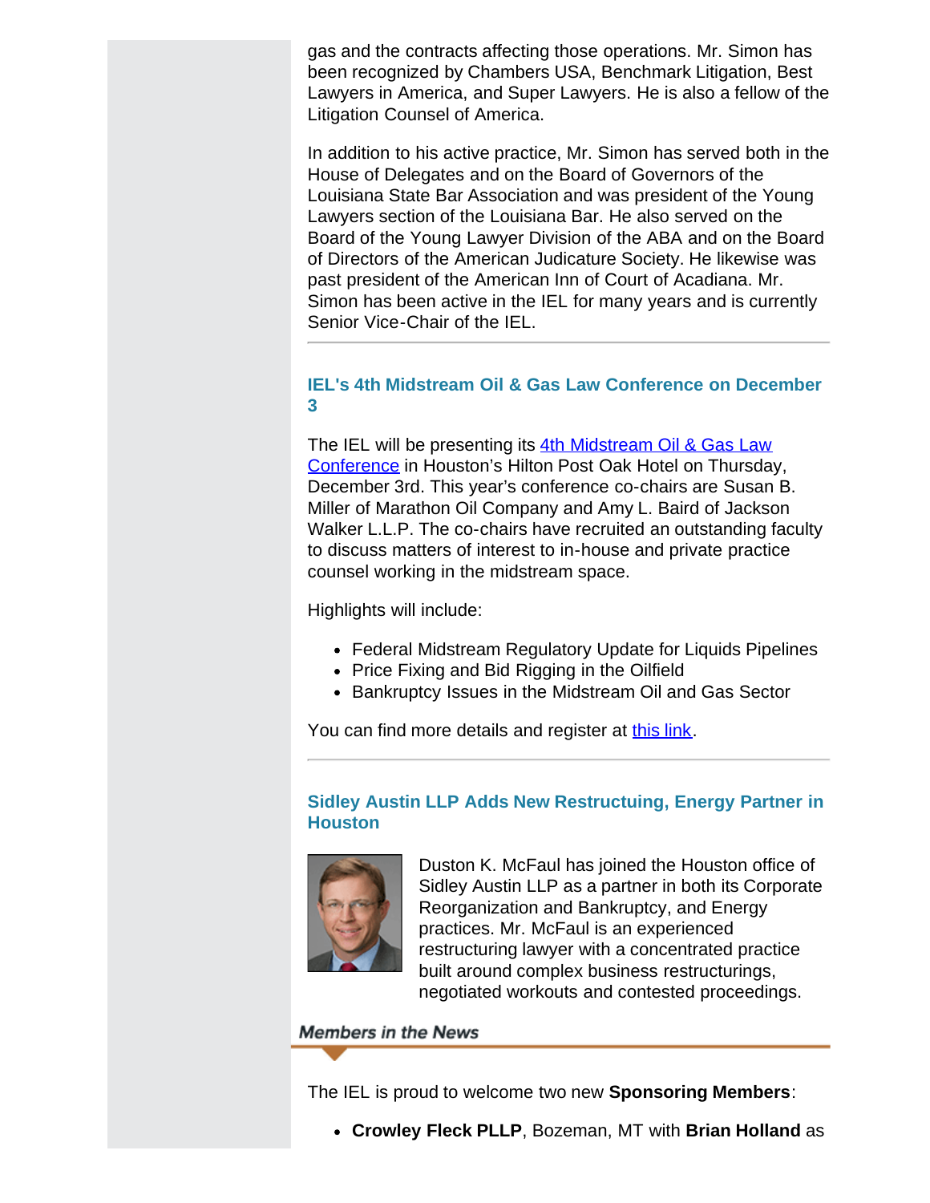gas and the contracts affecting those operations. Mr. Simon has been recognized by Chambers USA, Benchmark Litigation, Best Lawyers in America, and Super Lawyers. He is also a fellow of the Litigation Counsel of America.

In addition to his active practice, Mr. Simon has served both in the House of Delegates and on the Board of Governors of the Louisiana State Bar Association and was president of the Young Lawyers section of the Louisiana Bar. He also served on the Board of the Young Lawyer Division of the ABA and on the Board of Directors of the American Judicature Society. He likewise was past president of the American Inn of Court of Acadiana. Mr. Simon has been active in the IEL for many years and is currently Senior Vice-Chair of the IEL.

---

### IEL's 4th Midstream Oil & Gas Law Conference on December 3

The IEL will be presenting its 4th Midstream Oil & Gas Law Conference in Houston's Hilton Post Oak Hotel on Thursday, December 3rd. This year's conference co-chairs are Susan B. Miller of Marathon Oil Company and Amy L. Baird of Jackson Walker L.L.P. The co-chairs have recruited an outstanding faculty to discuss matters of interest to in-house and private practice counsel working in the midstream space.

Highlights will include:

- Federal Midstream Regulatory Update for Liquids Pipelines
- Price Fixing and Bid Rigging in the Oilfield
- Bankruptcy Issues in the Midstream Oil and Gas Sector

You can find more details and register at this link.

---

### Sidley Austin LLP Adds New Restructuing, Energy Partner in Houston

Duston K. McFaul has joined the Houston office of Sidley Austin LLP as a partner in both its Corporate Reorganization and Bankruptcy, and Energy practices. Mr. McFaul is an experienced restructuring lawyer with a concentrated practice built around complex business restructurings, negotiated workouts and contested proceedings.

## *Members in the News*

The IEL is proud to welcome two new **Sponsoring Members**:

- **Crowley Fleck PLLP**, Bozeman, MT with **Brian Holland** as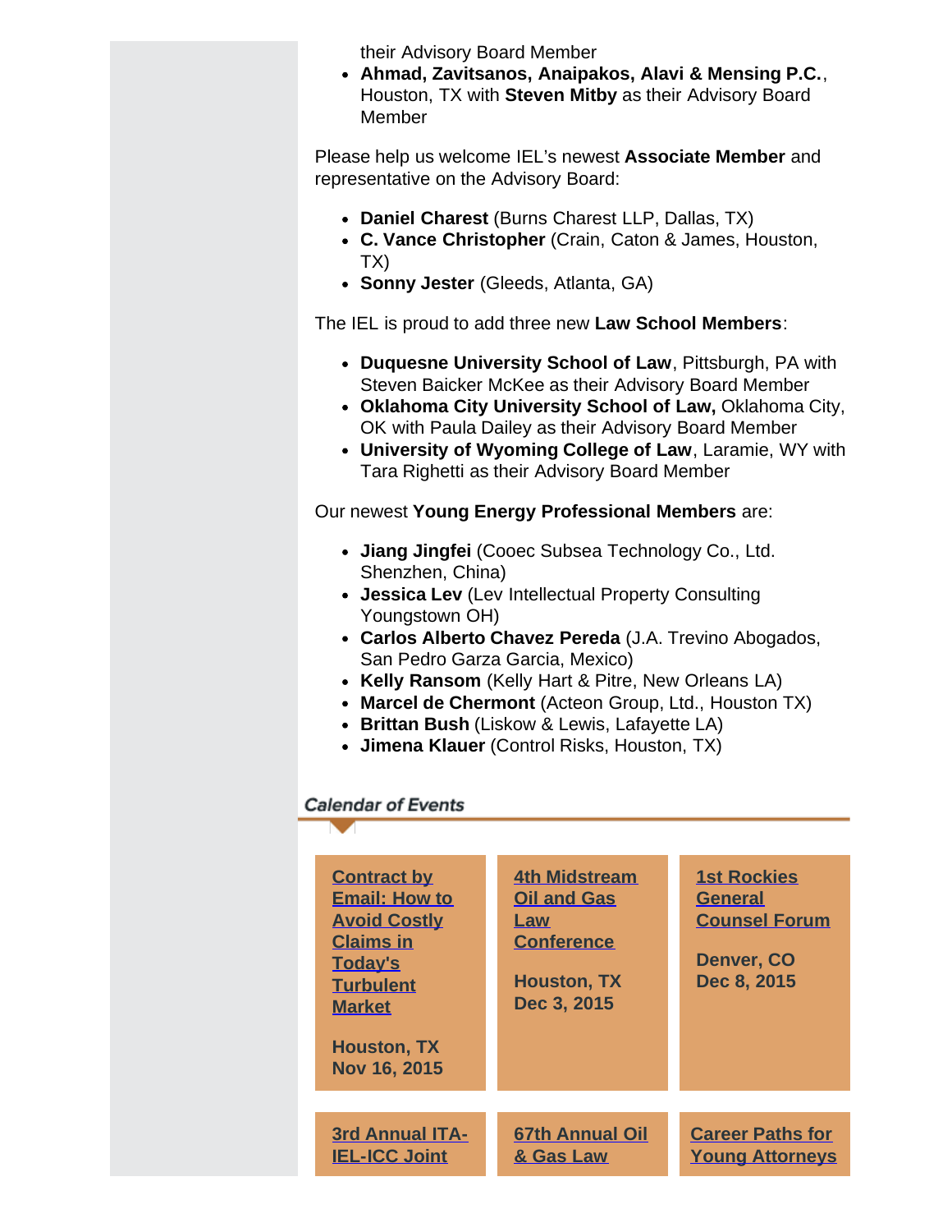their Advisory Board Member

- **Ahmad, Zavitsanos, Anaipakos, Alavi & Mensing P.C.**, Houston, TX with **Steven Mitby** as their Advisory Board Member

Please help us welcome IEL's newest **Associate Member** and representative on the Advisory Board:

- **Daniel Charest** (Burns Charest LLP, Dallas, TX)
- **C. Vance Christopher** (Crain, Caton & James, Houston, TX)
- **Sonny Jester** (Gleeds, Atlanta, GA)

The IEL is proud to add three new **Law School Members**:

- **Duquesne University School of Law**, Pittsburgh, PA with Steven Baicker McKee as their Advisory Board Member
- **Oklahoma City University School of Law,** Oklahoma City, OK with Paula Dailey as their Advisory Board Member
- **University of Wyoming College of Law**, Laramie, WY with Tara Righetti as their Advisory Board Member

Our newest **Young Energy Professional Members** are:

- **Jiang Jingfei** (Cooec Subsea Technology Co., Ltd. Shenzhen, China)
- **Jessica Lev** (Lev Intellectual Property Consulting Youngstown OH)
- **Carlos Alberto Chavez Pereda** (J.A. Trevino Abogados, San Pedro Garza Garcia, Mexico)
- **Kelly Ransom** (Kelly Hart & Pitre, New Orleans LA)
- **Marcel de Chermont** (Acteon Group, Ltd., Houston TX)
- **Brittan Bush** (Liskow & Lewis, Lafayette LA)
- **Jimena Klauer** (Control Risks, Houston, TX)

## *Calendar of Events*

| | | |
|---|---|---|
| **Contract by Email: How to Avoid Costly Claims in Today's Turbulent Market**<br><br>**Houston, TX**<br>**Nov 16, 2015** | **4th Midstream Oil and Gas Law Conference**<br><br>**Houston, TX**<br>**Dec 3, 2015** | **1st Rockies General Counsel Forum**<br><br>**Denver, CO**<br>**Dec 8, 2015** |
| **3rd Annual ITA-IEL-ICC Joint** | **67th Annual Oil & Gas Law** | **Career Paths for Young Attorneys** |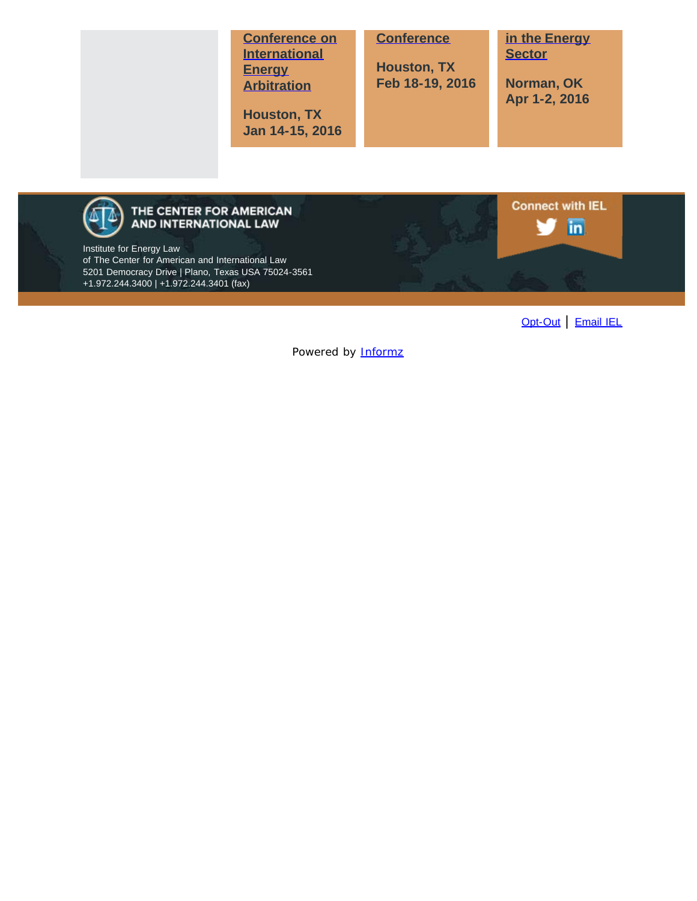| | | |
|---|---|---|
| **Conference on International Energy Arbitration**<br><br>**Houston, TX**<br>**Jan 14-15, 2016** | **Conference**<br><br>**Houston, TX**<br>**Feb 18-19, 2016** | **in the Energy Sector**<br><br>**Norman, OK**<br>**Apr 1-2, 2016** |

THE CENTER FOR AMERICAN AND INTERNATIONAL LAW

Institute for Energy Law
of The Center for American and International Law
5201 Democracy Drive | Plano, Texas USA 75024-3561
+1.972.244.3400 | +1.972.244.3401 (fax)

Connect with IEL

Opt-Out | Email IEL

Powered by Informz